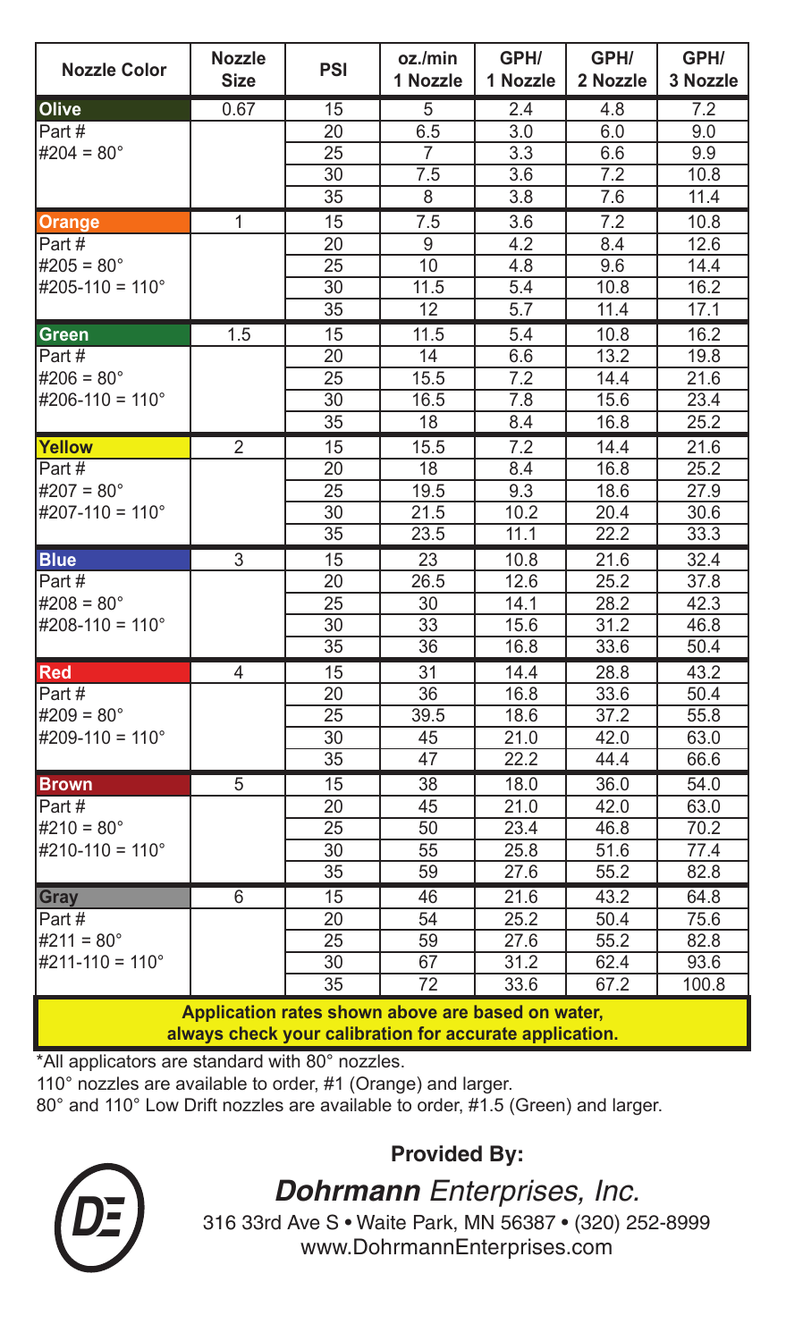| Nozzle Color | Nozzle Size | PSI | oz./min 1 Nozzle | GPH/ 1 Nozzle | GPH/ 2 Nozzle | GPH/ 3 Nozzle |
|---|---|---|---|---|---|---|
| **Olive** | 0.67 | 15 | 5 | 2.4 | 4.8 | 7.2 |
| Part # | | 20 | 6.5 | 3.0 | 6.0 | 9.0 |
| #204 = 80° | | 25 | 7 | 3.3 | 6.6 | 9.9 |
| | | 30 | 7.5 | 3.6 | 7.2 | 10.8 |
| | | 35 | 8 | 3.8 | 7.6 | 11.4 |
| **Orange** | 1 | 15 | 7.5 | 3.6 | 7.2 | 10.8 |
| Part # | | 20 | 9 | 4.2 | 8.4 | 12.6 |
| #205 = 80° | | 25 | 10 | 4.8 | 9.6 | 14.4 |
| #205-110 = 110° | | 30 | 11.5 | 5.4 | 10.8 | 16.2 |
| | | 35 | 12 | 5.7 | 11.4 | 17.1 |
| **Green** | 1.5 | 15 | 11.5 | 5.4 | 10.8 | 16.2 |
| Part # | | 20 | 14 | 6.6 | 13.2 | 19.8 |
| #206 = 80° | | 25 | 15.5 | 7.2 | 14.4 | 21.6 |
| #206-110 = 110° | | 30 | 16.5 | 7.8 | 15.6 | 23.4 |
| | | 35 | 18 | 8.4 | 16.8 | 25.2 |
| **Yellow** | 2 | 15 | 15.5 | 7.2 | 14.4 | 21.6 |
| Part # | | 20 | 18 | 8.4 | 16.8 | 25.2 |
| #207 = 80° | | 25 | 19.5 | 9.3 | 18.6 | 27.9 |
| #207-110 = 110° | | 30 | 21.5 | 10.2 | 20.4 | 30.6 |
| | | 35 | 23.5 | 11.1 | 22.2 | 33.3 |
| **Blue** | 3 | 15 | 23 | 10.8 | 21.6 | 32.4 |
| Part # | | 20 | 26.5 | 12.6 | 25.2 | 37.8 |
| #208 = 80° | | 25 | 30 | 14.1 | 28.2 | 42.3 |
| #208-110 = 110° | | 30 | 33 | 15.6 | 31.2 | 46.8 |
| | | 35 | 36 | 16.8 | 33.6 | 50.4 |
| **Red** | 4 | 15 | 31 | 14.4 | 28.8 | 43.2 |
| Part # | | 20 | 36 | 16.8 | 33.6 | 50.4 |
| #209 = 80° | | 25 | 39.5 | 18.6 | 37.2 | 55.8 |
| #209-110 = 110° | | 30 | 45 | 21.0 | 42.0 | 63.0 |
| | | 35 | 47 | 22.2 | 44.4 | 66.6 |
| **Brown** | 5 | 15 | 38 | 18.0 | 36.0 | 54.0 |
| Part # | | 20 | 45 | 21.0 | 42.0 | 63.0 |
| #210 = 80° | | 25 | 50 | 23.4 | 46.8 | 70.2 |
| #210-110 = 110° | | 30 | 55 | 25.8 | 51.6 | 77.4 |
| | | 35 | 59 | 27.6 | 55.2 | 82.8 |
| **Gray** | 6 | 15 | 46 | 21.6 | 43.2 | 64.8 |
| Part # | | 20 | 54 | 25.2 | 50.4 | 75.6 |
| #211 = 80° | | 25 | 59 | 27.6 | 55.2 | 82.8 |
| #211-110 = 110° | | 30 | 67 | 31.2 | 62.4 | 93.6 |
| | | 35 | 72 | 33.6 | 67.2 | 100.8 |

**Application rates shown above are based on water, always check your calibration for accurate application.**

*All applicators are standard with 80° nozzles.

110° nozzles are available to order, #1 (Orange) and larger.

80° and 110° Low Drift nozzles are available to order, #1.5 (Green) and larger.

**Provided By:**

***Dohrmann** Enterprises, Inc.*

316 33rd Ave S • Waite Park, MN 56387 • (320) 252-8999

www.DohrmannEnterprises.com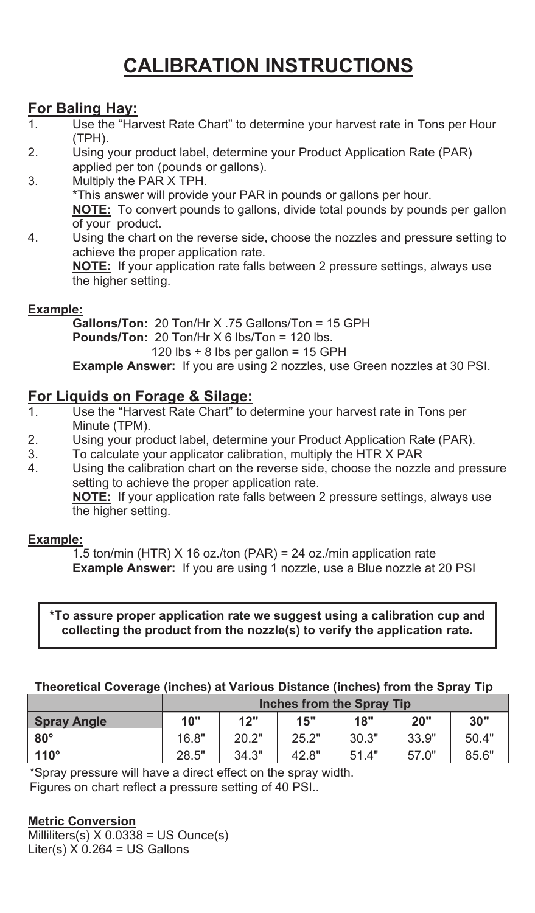# CALIBRATION INSTRUCTIONS

## For Baling Hay:

1. Use the "Harvest Rate Chart" to determine your harvest rate in Tons per Hour (TPH).
2. Using your product label, determine your Product Application Rate (PAR) applied per ton (pounds or gallons).
3. Multiply the PAR X TPH.
   *This answer will provide your PAR in pounds or gallons per hour.
   **NOTE:** To convert pounds to gallons, divide total pounds by pounds per gallon of your product.
4. Using the chart on the reverse side, choose the nozzles and pressure setting to achieve the proper application rate.
   **NOTE:** If your application rate falls between 2 pressure settings, always use the higher setting.

**Example:**

**Gallons/Ton:** 20 Ton/Hr X .75 Gallons/Ton = 15 GPH
**Pounds/Ton:** 20 Ton/Hr X 6 lbs/Ton = 120 lbs.
120 lbs ÷ 8 lbs per gallon = 15 GPH
**Example Answer:** If you are using 2 nozzles, use Green nozzles at 30 PSI.

## For Liquids on Forage & Silage:

1. Use the "Harvest Rate Chart" to determine your harvest rate in Tons per Minute (TPM).
2. Using your product label, determine your Product Application Rate (PAR).
3. To calculate your applicator calibration, multiply the HTR X PAR
4. Using the calibration chart on the reverse side, choose the nozzle and pressure setting to achieve the proper application rate.
   **NOTE:** If your application rate falls between 2 pressure settings, always use the higher setting.

**Example:**

1.5 ton/min (HTR) X 16 oz./ton (PAR) = 24 oz./min application rate
**Example Answer:** If you are using 1 nozzle, use a Blue nozzle at 20 PSI

**\*To assure proper application rate we suggest using a calibration cup and collecting the product from the nozzle(s) to verify the application rate.**

**Theoretical Coverage (inches) at Various Distance (inches) from the Spray Tip**

| | Inches from the Spray Tip | | | | | |
|---|---|---|---|---|---|---|
| **Spray Angle** | **10"** | **12"** | **15"** | **18"** | **20"** | **30"** |
| **80°** | 16.8" | 20.2" | 25.2" | 30.3" | 33.9" | 50.4" |
| **110°** | 28.5" | 34.3" | 42.8" | 51.4" | 57.0" | 85.6" |

*Spray pressure will have a direct effect on the spray width.
Figures on chart reflect a pressure setting of 40 PSI..

**Metric Conversion**

Milliliters(s) X 0.0338 = US Ounce(s)
Liter(s) X 0.264 = US Gallons